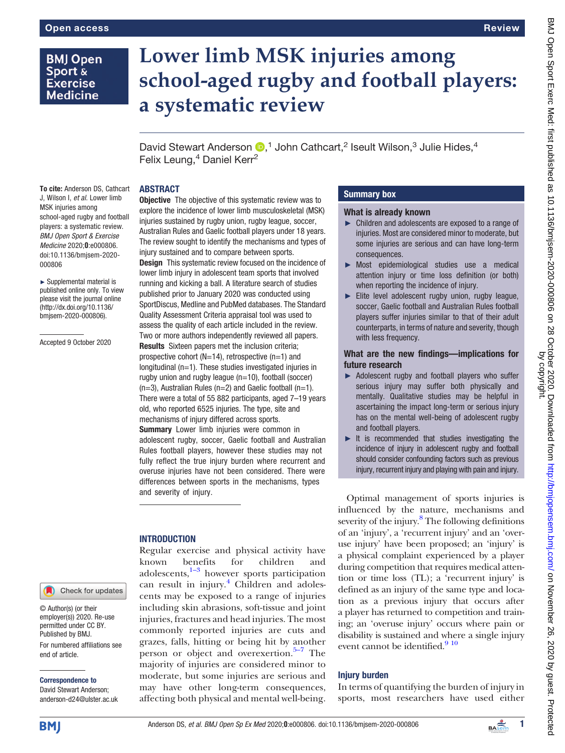# Lower limb MSK injuries among school-aged rugby and football players: a systematic review

David Stewart Anderson,[1] John Cathcart,[2] Iseult Wilson,[3] Julie Hides,[4] Felix Leung,[4] Daniel Kerr[2]

**To cite:** Anderson DS, Cathcart J, Wilson I, *et al*. Lower limb MSK injuries among school-aged rugby and football players: a systematic review. *BMJ Open Sport & Exercise Medicine* 2020;**0**:e000806. doi:10.1136/bmjsem-2020-000806

► Supplemental material is published online only. To view please visit the journal online (http://dx.doi.org/10.1136/bmjsem-2020-000806).

Accepted 9 October 2020

© Author(s) (or their employer(s)) 2020. Re-use permitted under CC BY. Published by BMJ.

For numbered affiliations see end of article.

**Correspondence to**
David Stewart Anderson; anderson-d24@ulster.ac.uk

## ABSTRACT

**Objective** The objective of this systematic review was to explore the incidence of lower limb musculoskeletal (MSK) injuries sustained by rugby union, rugby league, soccer, Australian Rules and Gaelic football players under 18 years. The review sought to identify the mechanisms and types of injury sustained and to compare between sports.

**Design** This systematic review focused on the incidence of lower limb injury in adolescent team sports that involved running and kicking a ball. A literature search of studies published prior to January 2020 was conducted using SportDiscus, Medline and PubMed databases. The Standard Quality Assessment Criteria appraisal tool was used to assess the quality of each article included in the review. Two or more authors independently reviewed all papers.

**Results** Sixteen papers met the inclusion criteria; prospective cohort (N=14), retrospective (n=1) and longitudinal (n=1). These studies investigated injuries in rugby union and rugby league (n=10), football (soccer) (n=3), Australian Rules (n=2) and Gaelic football (n=1). There were a total of 55 882 participants, aged 7–19 years old, who reported 6525 injuries. The type, site and mechanisms of injury differed across sports.

**Summary** Lower limb injuries were common in adolescent rugby, soccer, Gaelic football and Australian Rules football players, however these studies may not fully reflect the true injury burden where recurrent and overuse injuries have not been considered. There were differences between sports in the mechanisms, types and severity of injury.

## Summary box

### What is already known

- Children and adolescents are exposed to a range of injuries. Most are considered minor to moderate, but some injuries are serious and can have long-term consequences.
- Most epidemiological studies use a medical attention injury or time loss definition (or both) when reporting the incidence of injury.
- Elite level adolescent rugby union, rugby league, soccer, Gaelic football and Australian Rules football players suffer injuries similar to that of their adult counterparts, in terms of nature and severity, though with less frequency.

### What are the new findings—implications for future research

- Adolescent rugby and football players who suffer serious injury may suffer both physically and mentally. Qualitative studies may be helpful in ascertaining the impact long-term or serious injury has on the mental well-being of adolescent rugby and football players.
- It is recommended that studies investigating the incidence of injury in adolescent rugby and football should consider confounding factors such as previous injury, recurrent injury and playing with pain and injury.

## INTRODUCTION

Regular exercise and physical activity have known benefits for children and adolescents,[1–3] however sports participation can result in injury.[4] Children and adolescents may be exposed to a range of injuries including skin abrasions, soft-tissue and joint injuries, fractures and head injuries. The most commonly reported injuries are cuts and grazes, falls, hitting or being hit by another person or object and overexertion.[5–7] The majority of injuries are considered minor to moderate, but some injuries are serious and may have other long-term consequences, affecting both physical and mental well-being.

Optimal management of sports injuries is influenced by the nature, mechanisms and severity of the injury.[8] The following definitions of an 'injury', a 'recurrent injury' and an 'overuse injury' have been proposed; an 'injury' is a physical complaint experienced by a player during competition that requires medical attention or time loss (TL); a 'recurrent injury' is defined as an injury of the same type and location as a previous injury that occurs after a player has returned to competition and training; an 'overuse injury' occurs where pain or disability is sustained and where a single injury event cannot be identified.[9 10]

### Injury burden

In terms of quantifying the burden of injury in sports, most researchers have used either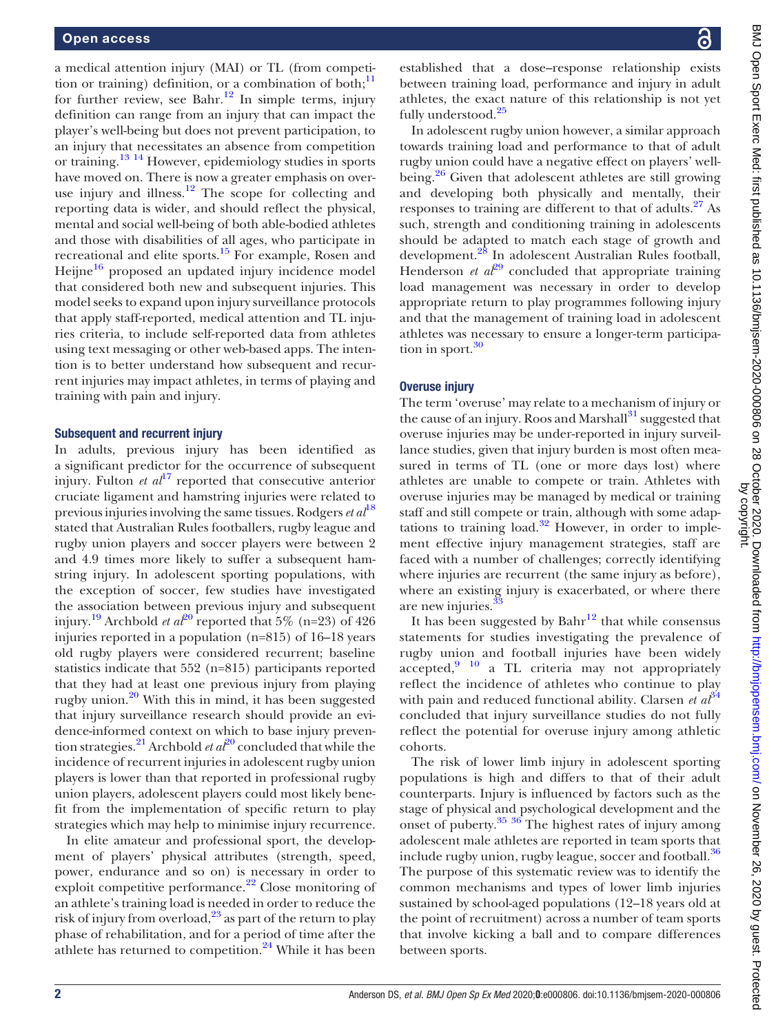a medical attention injury (MAI) or TL (from competition or training) definition, or a combination of both;[11] for further review, see Bahr.[12] In simple terms, injury definition can range from an injury that can impact the player's well-being but does not prevent participation, to an injury that necessitates an absence from competition or training.[13 14] However, epidemiology studies in sports have moved on. There is now a greater emphasis on overuse injury and illness.[12] The scope for collecting and reporting data is wider, and should reflect the physical, mental and social well-being of both able-bodied athletes and those with disabilities of all ages, who participate in recreational and elite sports.[15] For example, Rosen and Heijne[16] proposed an updated injury incidence model that considered both new and subsequent injuries. This model seeks to expand upon injury surveillance protocols that apply staff-reported, medical attention and TL injuries criteria, to include self-reported data from athletes using text messaging or other web-based apps. The intention is to better understand how subsequent and recurrent injuries may impact athletes, in terms of playing and training with pain and injury.

### Subsequent and recurrent injury

In adults, previous injury has been identified as a significant predictor for the occurrence of subsequent injury. Fulton *et al*[17] reported that consecutive anterior cruciate ligament and hamstring injuries were related to previous injuries involving the same tissues. Rodgers *et al*[18] stated that Australian Rules footballers, rugby league and rugby union players and soccer players were between 2 and 4.9 times more likely to suffer a subsequent hamstring injury. In adolescent sporting populations, with the exception of soccer, few studies have investigated the association between previous injury and subsequent injury.[19] Archbold *et al*[20] reported that 5% (n=23) of 426 injuries reported in a population (n=815) of 16–18 years old rugby players were considered recurrent; baseline statistics indicate that 552 (n=815) participants reported that they had at least one previous injury from playing rugby union.[20] With this in mind, it has been suggested that injury surveillance research should provide an evidence-informed context on which to base injury prevention strategies.[21] Archbold *et al*[20] concluded that while the incidence of recurrent injuries in adolescent rugby union players is lower than that reported in professional rugby union players, adolescent players could most likely benefit from the implementation of specific return to play strategies which may help to minimise injury recurrence.

In elite amateur and professional sport, the development of players' physical attributes (strength, speed, power, endurance and so on) is necessary in order to exploit competitive performance.[22] Close monitoring of an athlete's training load is needed in order to reduce the risk of injury from overload,[23] as part of the return to play phase of rehabilitation, and for a period of time after the athlete has returned to competition.[24] While it has been established that a dose–response relationship exists between training load, performance and injury in adult athletes, the exact nature of this relationship is not yet fully understood.[25]

In adolescent rugby union however, a similar approach towards training load and performance to that of adult rugby union could have a negative effect on players' well-being.[26] Given that adolescent athletes are still growing and developing both physically and mentally, their responses to training are different to that of adults.[27] As such, strength and conditioning training in adolescents should be adapted to match each stage of growth and development.[28] In adolescent Australian Rules football, Henderson *et al*[29] concluded that appropriate training load management was necessary in order to develop appropriate return to play programmes following injury and that the management of training load in adolescent athletes was necessary to ensure a longer-term participation in sport.[30]

### Overuse injury

The term 'overuse' may relate to a mechanism of injury or the cause of an injury. Roos and Marshall[31] suggested that overuse injuries may be under-reported in injury surveillance studies, given that injury burden is most often measured in terms of TL (one or more days lost) where athletes are unable to compete or train. Athletes with overuse injuries may be managed by medical or training staff and still compete or train, although with some adaptations to training load.[32] However, in order to implement effective injury management strategies, staff are faced with a number of challenges; correctly identifying where injuries are recurrent (the same injury as before), where an existing injury is exacerbated, or where there are new injuries.[33]

It has been suggested by Bahr[12] that while consensus statements for studies investigating the prevalence of rugby union and football injuries have been widely accepted,[9 10] a TL criteria may not appropriately reflect the incidence of athletes who continue to play with pain and reduced functional ability. Clarsen *et al*[34] concluded that injury surveillance studies do not fully reflect the potential for overuse injury among athletic cohorts.

The risk of lower limb injury in adolescent sporting populations is high and differs to that of their adult counterparts. Injury is influenced by factors such as the stage of physical and psychological development and the onset of puberty.[35 36] The highest rates of injury among adolescent male athletes are reported in team sports that include rugby union, rugby league, soccer and football.[36] The purpose of this systematic review was to identify the common mechanisms and types of lower limb injuries sustained by school-aged populations (12–18 years old at the point of recruitment) across a number of team sports that involve kicking a ball and to compare differences between sports.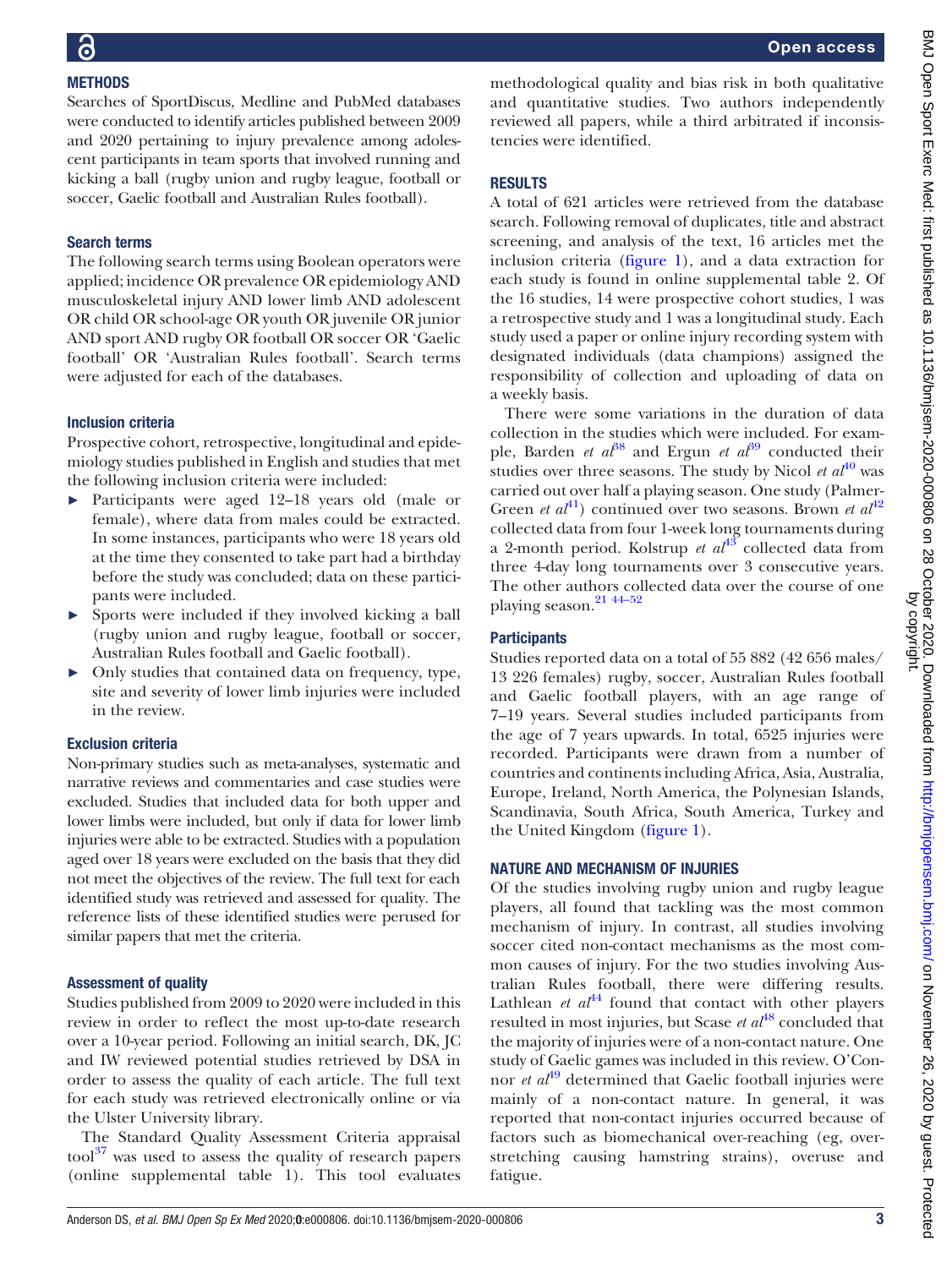## METHODS

Searches of SportDiscus, Medline and PubMed databases were conducted to identify articles published between 2009 and 2020 pertaining to injury prevalence among adolescent participants in team sports that involved running and kicking a ball (rugby union and rugby league, football or soccer, Gaelic football and Australian Rules football).

### Search terms

The following search terms using Boolean operators were applied; incidence OR prevalence OR epidemiology AND musculoskeletal injury AND lower limb AND adolescent OR child OR school-age OR youth OR juvenile OR junior AND sport AND rugby OR football OR soccer OR 'Gaelic football' OR 'Australian Rules football'. Search terms were adjusted for each of the databases.

### Inclusion criteria

Prospective cohort, retrospective, longitudinal and epidemiology studies published in English and studies that met the following inclusion criteria were included:

- Participants were aged 12–18 years old (male or female), where data from males could be extracted. In some instances, participants who were 18 years old at the time they consented to take part had a birthday before the study was concluded; data on these participants were included.
- Sports were included if they involved kicking a ball (rugby union and rugby league, football or soccer, Australian Rules football and Gaelic football).
- Only studies that contained data on frequency, type, site and severity of lower limb injuries were included in the review.

### Exclusion criteria

Non-primary studies such as meta-analyses, systematic and narrative reviews and commentaries and case studies were excluded. Studies that included data for both upper and lower limbs were included, but only if data for lower limb injuries were able to be extracted. Studies with a population aged over 18 years were excluded on the basis that they did not meet the objectives of the review. The full text for each identified study was retrieved and assessed for quality. The reference lists of these identified studies were perused for similar papers that met the criteria.

### Assessment of quality

Studies published from 2009 to 2020 were included in this review in order to reflect the most up-to-date research over a 10-year period. Following an initial search, DK, JC and IW reviewed potential studies retrieved by DSA in order to assess the quality of each article. The full text for each study was retrieved electronically online or via the Ulster University library.

The Standard Quality Assessment Criteria appraisal tool[37] was used to assess the quality of research papers (online supplemental table 1). This tool evaluates methodological quality and bias risk in both qualitative and quantitative studies. Two authors independently reviewed all papers, while a third arbitrated if inconsistencies were identified.

## RESULTS

A total of 621 articles were retrieved from the database search. Following removal of duplicates, title and abstract screening, and analysis of the text, 16 articles met the inclusion criteria (figure 1), and a data extraction for each study is found in online supplemental table 2. Of the 16 studies, 14 were prospective cohort studies, 1 was a retrospective study and 1 was a longitudinal study. Each study used a paper or online injury recording system with designated individuals (data champions) assigned the responsibility of collection and uploading of data on a weekly basis.

There were some variations in the duration of data collection in the studies which were included. For example, Barden *et al*[38] and Ergun *et al*[39] conducted their studies over three seasons. The study by Nicol *et al*[40] was carried out over half a playing season. One study (Palmer-Green *et al*[41]) continued over two seasons. Brown *et al*[42] collected data from four 1-week long tournaments during a 2-month period. Kolstrup *et al*[43] collected data from three 4-day long tournaments over 3 consecutive years. The other authors collected data over the course of one playing season.[21 44–52]

### Participants

Studies reported data on a total of 55 882 (42 656 males/ 13 226 females) rugby, soccer, Australian Rules football and Gaelic football players, with an age range of 7–19 years. Several studies included participants from the age of 7 years upwards. In total, 6525 injuries were recorded. Participants were drawn from a number of countries and continents including Africa, Asia, Australia, Europe, Ireland, North America, the Polynesian Islands, Scandinavia, South Africa, South America, Turkey and the United Kingdom (figure 1).

## NATURE AND MECHANISM OF INJURIES

Of the studies involving rugby union and rugby league players, all found that tackling was the most common mechanism of injury. In contrast, all studies involving soccer cited non-contact mechanisms as the most common causes of injury. For the two studies involving Australian Rules football, there were differing results. Lathlean *et al*[44] found that contact with other players resulted in most injuries, but Scase *et al*[48] concluded that the majority of injuries were of a non-contact nature. One study of Gaelic games was included in this review. O'Connor *et al*[49] determined that Gaelic football injuries were mainly of a non-contact nature. In general, it was reported that non-contact injuries occurred because of factors such as biomechanical over-reaching (eg, overstretching causing hamstring strains), overuse and fatigue.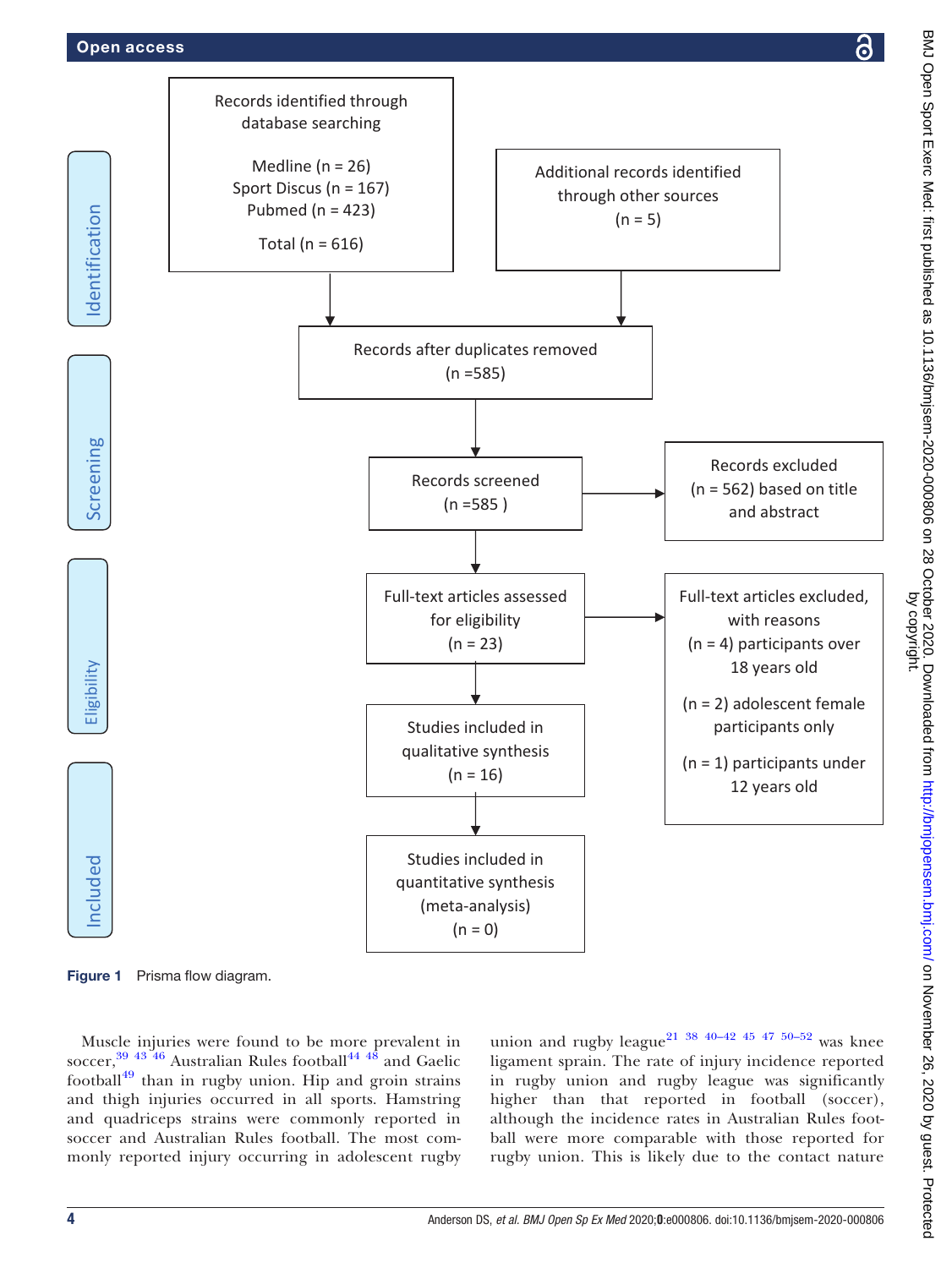Records identified through database searching

Medline (n = 26)
Sport Discus (n = 167)
Pubmed (n = 423)

Total (n = 616)

Additional records identified through other sources (n = 5)

Records after duplicates removed (n =585)

Records screened (n =585 )

Records excluded (n = 562) based on title and abstract

Full-text articles assessed for eligibility (n = 23)

Full-text articles excluded, with reasons
(n = 4) participants over 18 years old
(n = 2) adolescent female participants only
(n = 1) participants under 12 years old

Studies included in qualitative synthesis (n = 16)

Studies included in quantitative synthesis (meta-analysis) (n = 0)

Identification | Screening | Eligibility | Included

**Figure 1** Prisma flow diagram.

Muscle injuries were found to be more prevalent in soccer,[39 43 46] Australian Rules football[44 48] and Gaelic football[49] than in rugby union. Hip and groin strains and thigh injuries occurred in all sports. Hamstring and quadriceps strains were commonly reported in soccer and Australian Rules football. The most commonly reported injury occurring in adolescent rugby union and rugby league[21 38 40–42 45 47 50–52] was knee ligament sprain. The rate of injury incidence reported in rugby union and rugby league was significantly higher than that reported in football (soccer), although the incidence rates in Australian Rules football were more comparable with those reported for rugby union. This is likely due to the contact nature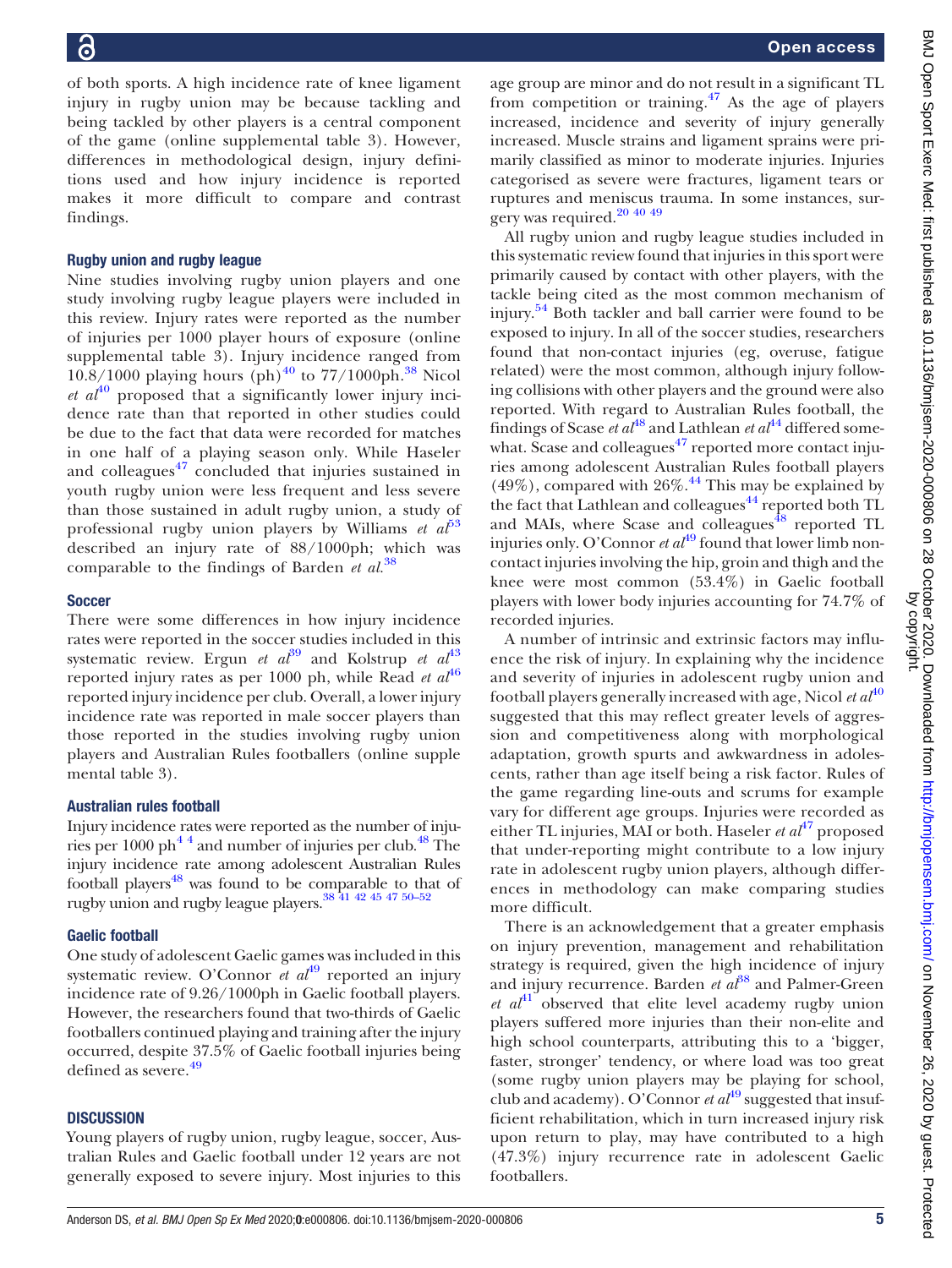of both sports. A high incidence rate of knee ligament injury in rugby union may be because tackling and being tackled by other players is a central component of the game (online supplemental table 3). However, differences in methodological design, injury definitions used and how injury incidence is reported makes it more difficult to compare and contrast findings.

### Rugby union and rugby league

Nine studies involving rugby union players and one study involving rugby league players were included in this review. Injury rates were reported as the number of injuries per 1000 player hours of exposure (online supplemental table 3). Injury incidence ranged from 10.8/1000 playing hours (ph)[40] to 77/1000ph.[38] Nicol *et al*[40] proposed that a significantly lower injury incidence rate than that reported in other studies could be due to the fact that data were recorded for matches in one half of a playing season only. While Haseler and colleagues[47] concluded that injuries sustained in youth rugby union were less frequent and less severe than those sustained in adult rugby union, a study of professional rugby union players by Williams *et al*[53] described an injury rate of 88/1000ph; which was comparable to the findings of Barden *et al*.[38]

### Soccer

There were some differences in how injury incidence rates were reported in the soccer studies included in this systematic review. Ergun *et al*[39] and Kolstrup *et al*[43] reported injury rates as per 1000 ph, while Read *et al*[46] reported injury incidence per club. Overall, a lower injury incidence rate was reported in male soccer players than those reported in the studies involving rugby union players and Australian Rules footballers (online supplemental table 3).

### Australian rules football

Injury incidence rates were reported as the number of injuries per 1000 ph[44] and number of injuries per club.[48] The injury incidence rate among adolescent Australian Rules football players[48] was found to be comparable to that of rugby union and rugby league players.[38 41 42 45 47 50–52]

### Gaelic football

One study of adolescent Gaelic games was included in this systematic review. O'Connor *et al*[49] reported an injury incidence rate of 9.26/1000ph in Gaelic football players. However, the researchers found that two-thirds of Gaelic footballers continued playing and training after the injury occurred, despite 37.5% of Gaelic football injuries being defined as severe.[49]

## DISCUSSION

Young players of rugby union, rugby league, soccer, Australian Rules and Gaelic football under 12 years are not generally exposed to severe injury. Most injuries to this age group are minor and do not result in a significant TL from competition or training.[47] As the age of players increased, incidence and severity of injury generally increased. Muscle strains and ligament sprains were primarily classified as minor to moderate injuries. Injuries categorised as severe were fractures, ligament tears or ruptures and meniscus trauma. In some instances, surgery was required.[20 40 49]

All rugby union and rugby league studies included in this systematic review found that injuries in this sport were primarily caused by contact with other players, with the tackle being cited as the most common mechanism of injury.[54] Both tackler and ball carrier were found to be exposed to injury. In all of the soccer studies, researchers found that non-contact injuries (eg, overuse, fatigue related) were the most common, although injury following collisions with other players and the ground were also reported. With regard to Australian Rules football, the findings of Scase *et al*[48] and Lathlean *et al*[44] differed somewhat. Scase and colleagues[47] reported more contact injuries among adolescent Australian Rules football players (49%), compared with 26%.[44] This may be explained by the fact that Lathlean and colleagues[44] reported both TL and MAIs, where Scase and colleagues[48] reported TL injuries only. O'Connor *et al*[49] found that lower limb non-contact injuries involving the hip, groin and thigh and the knee were most common (53.4%) in Gaelic football players with lower body injuries accounting for 74.7% of recorded injuries.

A number of intrinsic and extrinsic factors may influence the risk of injury. In explaining why the incidence and severity of injuries in adolescent rugby union and football players generally increased with age, Nicol *et al*[40] suggested that this may reflect greater levels of aggression and competitiveness along with morphological adaptation, growth spurts and awkwardness in adolescents, rather than age itself being a risk factor. Rules of the game regarding line-outs and scrums for example vary for different age groups. Injuries were recorded as either TL injuries, MAI or both. Haseler *et al*[47] proposed that under-reporting might contribute to a low injury rate in adolescent rugby union players, although differences in methodology can make comparing studies more difficult.

There is an acknowledgement that a greater emphasis on injury prevention, management and rehabilitation strategy is required, given the high incidence of injury and injury recurrence. Barden *et al*[38] and Palmer-Green *et al*[41] observed that elite level academy rugby union players suffered more injuries than their non-elite and high school counterparts, attributing this to a 'bigger, faster, stronger' tendency, or where load was too great (some rugby union players may be playing for school, club and academy). O'Connor *et al*[49] suggested that insufficient rehabilitation, which in turn increased injury risk upon return to play, may have contributed to a high (47.3%) injury recurrence rate in adolescent Gaelic footballers.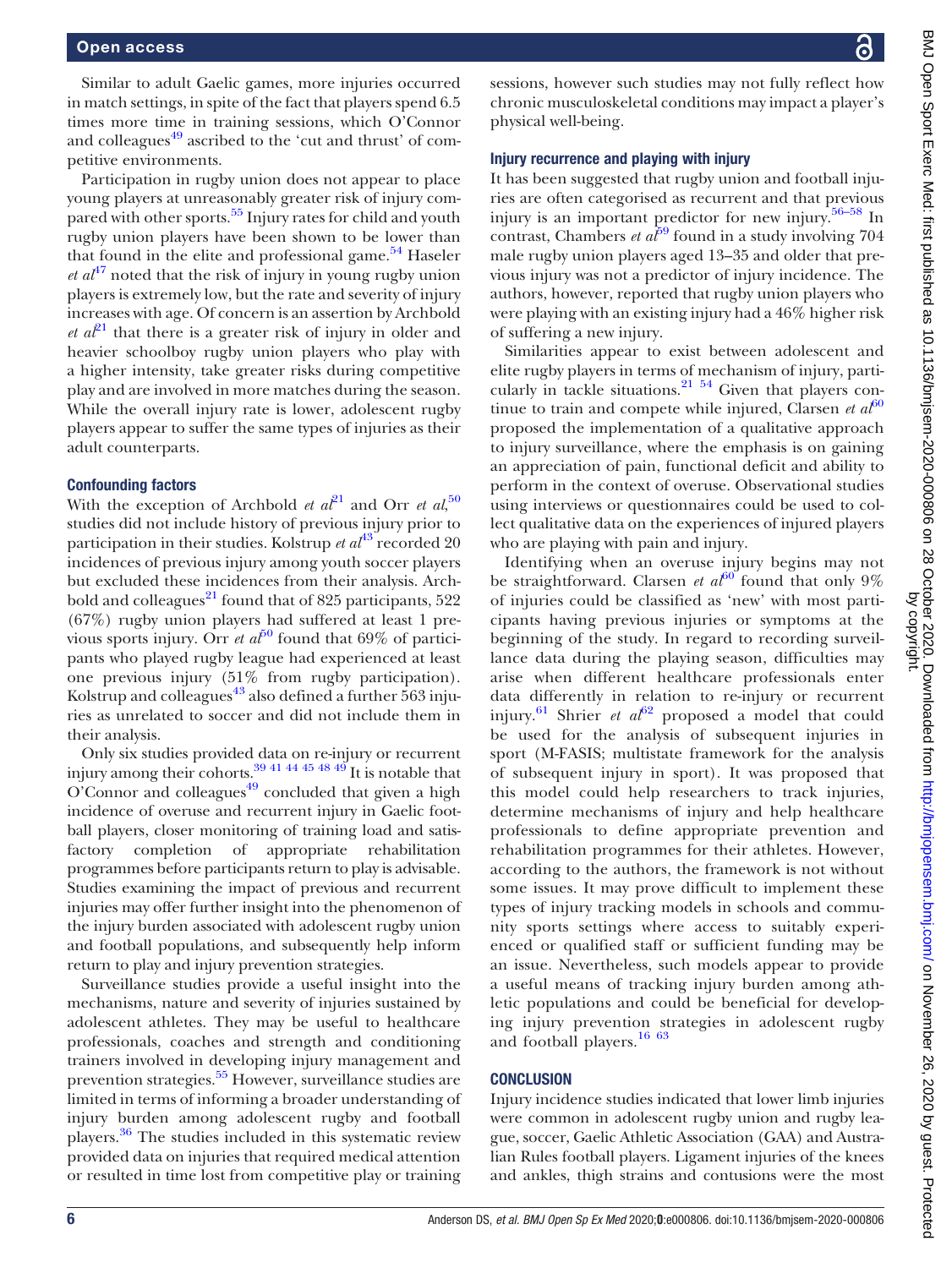Similar to adult Gaelic games, more injuries occurred in match settings, in spite of the fact that players spend 6.5 times more time in training sessions, which O'Connor and colleagues[49] ascribed to the 'cut and thrust' of competitive environments.

Participation in rugby union does not appear to place young players at unreasonably greater risk of injury compared with other sports.[55] Injury rates for child and youth rugby union players have been shown to be lower than that found in the elite and professional game.[54] Haseler *et al*[47] noted that the risk of injury in young rugby union players is extremely low, but the rate and severity of injury increases with age. Of concern is an assertion by Archbold *et al*[21] that there is a greater risk of injury in older and heavier schoolboy rugby union players who play with a higher intensity, take greater risks during competitive play and are involved in more matches during the season. While the overall injury rate is lower, adolescent rugby players appear to suffer the same types of injuries as their adult counterparts.

### Confounding factors

With the exception of Archbold *et al*[21] and Orr *et al*,[50] studies did not include history of previous injury prior to participation in their studies. Kolstrup *et al*[43] recorded 20 incidences of previous injury among youth soccer players but excluded these incidences from their analysis. Archbold and colleagues[21] found that of 825 participants, 522 (67%) rugby union players had suffered at least 1 previous sports injury. Orr *et al*[50] found that 69% of participants who played rugby league had experienced at least one previous injury (51% from rugby participation). Kolstrup and colleagues[43] also defined a further 563 injuries as unrelated to soccer and did not include them in their analysis.

Only six studies provided data on re-injury or recurrent injury among their cohorts.[39 41 44 45 48 49] It is notable that O'Connor and colleagues[49] concluded that given a high incidence of overuse and recurrent injury in Gaelic football players, closer monitoring of training load and satisfactory completion of appropriate rehabilitation programmes before participants return to play is advisable. Studies examining the impact of previous and recurrent injuries may offer further insight into the phenomenon of the injury burden associated with adolescent rugby union and football populations, and subsequently help inform return to play and injury prevention strategies.

Surveillance studies provide a useful insight into the mechanisms, nature and severity of injuries sustained by adolescent athletes. They may be useful to healthcare professionals, coaches and strength and conditioning trainers involved in developing injury management and prevention strategies.[55] However, surveillance studies are limited in terms of informing a broader understanding of injury burden among adolescent rugby and football players.[36] The studies included in this systematic review provided data on injuries that required medical attention or resulted in time lost from competitive play or training sessions, however such studies may not fully reflect how chronic musculoskeletal conditions may impact a player's physical well-being.

### Injury recurrence and playing with injury

It has been suggested that rugby union and football injuries are often categorised as recurrent and that previous injury is an important predictor for new injury.[56–58] In contrast, Chambers *et al*[59] found in a study involving 704 male rugby union players aged 13–35 and older that previous injury was not a predictor of injury incidence. The authors, however, reported that rugby union players who were playing with an existing injury had a 46% higher risk of suffering a new injury.

Similarities appear to exist between adolescent and elite rugby players in terms of mechanism of injury, particularly in tackle situations.[21 54] Given that players continue to train and compete while injured, Clarsen *et al*[60] proposed the implementation of a qualitative approach to injury surveillance, where the emphasis is on gaining an appreciation of pain, functional deficit and ability to perform in the context of overuse. Observational studies using interviews or questionnaires could be used to collect qualitative data on the experiences of injured players who are playing with pain and injury.

Identifying when an overuse injury begins may not be straightforward. Clarsen *et al*[60] found that only 9% of injuries could be classified as 'new' with most participants having previous injuries or symptoms at the beginning of the study. In regard to recording surveillance data during the playing season, difficulties may arise when different healthcare professionals enter data differently in relation to re-injury or recurrent injury.[61] Shrier *et al*[62] proposed a model that could be used for the analysis of subsequent injuries in sport (M-FASIS; multistate framework for the analysis of subsequent injury in sport). It was proposed that this model could help researchers to track injuries, determine mechanisms of injury and help healthcare professionals to define appropriate prevention and rehabilitation programmes for their athletes. However, according to the authors, the framework is not without some issues. It may prove difficult to implement these types of injury tracking models in schools and community sports settings where access to suitably experienced or qualified staff or sufficient funding may be an issue. Nevertheless, such models appear to provide a useful means of tracking injury burden among athletic populations and could be beneficial for developing injury prevention strategies in adolescent rugby and football players.[16 63]

## CONCLUSION

Injury incidence studies indicated that lower limb injuries were common in adolescent rugby union and rugby league, soccer, Gaelic Athletic Association (GAA) and Australian Rules football players. Ligament injuries of the knees and ankles, thigh strains and contusions were the most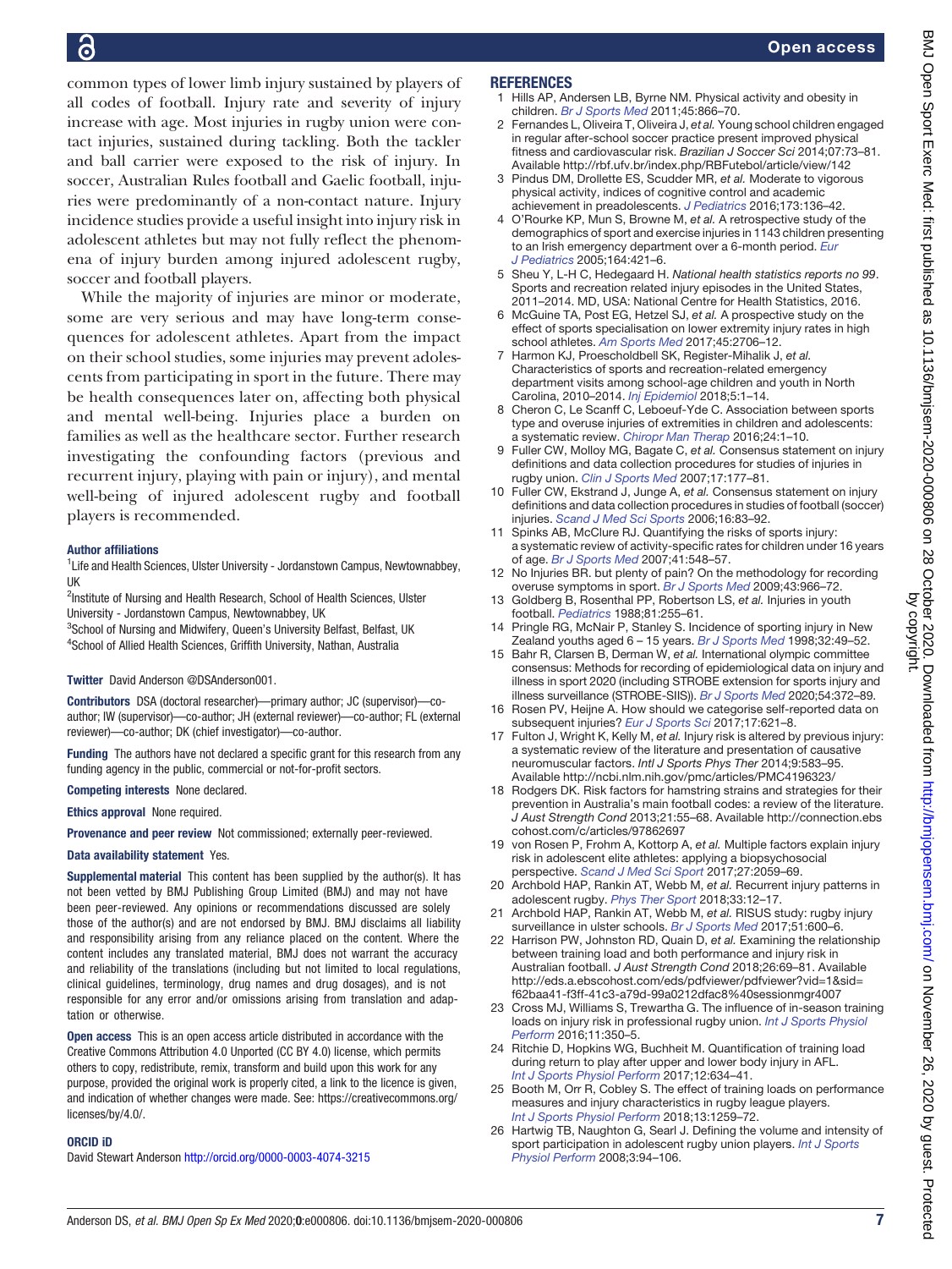common types of lower limb injury sustained by players of all codes of football. Injury rate and severity of injury increase with age. Most injuries in rugby union were contact injuries, sustained during tackling. Both the tackler and ball carrier were exposed to the risk of injury. In soccer, Australian Rules football and Gaelic football, injuries were predominantly of a non-contact nature. Injury incidence studies provide a useful insight into injury risk in adolescent athletes but may not fully reflect the phenomena of injury burden among injured adolescent rugby, soccer and football players.

While the majority of injuries are minor or moderate, some are very serious and may have long-term consequences for adolescent athletes. Apart from the impact on their school studies, some injuries may prevent adolescents from participating in sport in the future. There may be health consequences later on, affecting both physical and mental well-being. Injuries place a burden on families as well as the healthcare sector. Further research investigating the confounding factors (previous and recurrent injury, playing with pain or injury), and mental well-being of injured adolescent rugby and football players is recommended.

#### Author affiliations

[1]Life and Health Sciences, Ulster University - Jordanstown Campus, Newtownabbey, UK
[2]Institute of Nursing and Health Research, School of Health Sciences, Ulster University - Jordanstown Campus, Newtownabbey, UK
[3]School of Nursing and Midwifery, Queen's University Belfast, Belfast, UK
[4]School of Allied Health Sciences, Griffith University, Nathan, Australia

**Twitter** David Anderson @DSAnderson001.

**Contributors** DSA (doctoral researcher)—primary author; JC (supervisor)—co-author; IW (supervisor)—co-author; JH (external reviewer)—co-author; FL (external reviewer)—co-author; DK (chief investigator)—co-author.

**Funding** The authors have not declared a specific grant for this research from any funding agency in the public, commercial or not-for-profit sectors.

**Competing interests** None declared.

**Ethics approval** None required.

**Provenance and peer review** Not commissioned; externally peer-reviewed.

**Data availability statement** Yes.

**Supplemental material** This content has been supplied by the author(s). It has not been vetted by BMJ Publishing Group Limited (BMJ) and may not have been peer-reviewed. Any opinions or recommendations discussed are solely those of the author(s) and are not endorsed by BMJ. BMJ disclaims all liability and responsibility arising from any reliance placed on the content. Where the content includes any translated material, BMJ does not warrant the accuracy and reliability of the translations (including but not limited to local regulations, clinical guidelines, terminology, drug names and drug dosages), and is not responsible for any error and/or omissions arising from translation and adaptation or otherwise.

**Open access** This is an open access article distributed in accordance with the Creative Commons Attribution 4.0 Unported (CC BY 4.0) license, which permits others to copy, redistribute, remix, transform and build upon this work for any purpose, provided the original work is properly cited, a link to the licence is given, and indication of whether changes were made. See: https://creativecommons.org/licenses/by/4.0/.

#### ORCID iD

David Stewart Anderson http://orcid.org/0000-0003-4074-3215

## REFERENCES

1. Hills AP, Andersen LB, Byrne NM. Physical activity and obesity in children. *Br J Sports Med* 2011;45:866–70.
2. Fernandes L, Oliveira T, Oliveira J, *et al.* Young school children engaged in regular after-school soccer practice present improved physical fitness and cardiovascular risk. *Brazilian J Soccer Sci* 2014;07:73–81. Available http://rbf.ufv.br/index.php/RBFutebol/article/view/142
3. Pindus DM, Drollette ES, Scudder MR, *et al.* Moderate to vigorous physical activity, indices of cognitive control and academic achievement in preadolescents. *J Pediatrics* 2016;173:136–42.
4. O'Rourke KP, Mun S, Browne M, *et al.* A retrospective study of the demographics of sport and exercise injuries in 1143 children presenting to an Irish emergency department over a 6-month period. *Eur J Pediatrics* 2005;164:421–6.
5. Sheu Y, L-H C, Hedegaard H. *National health statistics reports no 99*. Sports and recreation related injury episodes in the United States, 2011–2014. MD, USA: National Centre for Health Statistics, 2016.
6. McGuine TA, Post EG, Hetzel SJ, *et al.* A prospective study on the effect of sports specialisation on lower extremity injury rates in high school athletes. *Am Sports Med* 2017;45:2706–12.
7. Harmon KJ, Proescholdbell SK, Register-Mihalik J, *et al.* Characteristics of sports and recreation-related emergency department visits among school-age children and youth in North Carolina, 2010–2014. *Inj Epidemiol* 2018;5:1–14.
8. Cheron C, Le Scanff C, Leboeuf-Yde C. Association between sports type and overuse injuries of extremities in children and adolescents: a systematic review. *Chiropr Man Therap* 2016;24:1–10.
9. Fuller CW, Molloy MG, Bagate C, *et al.* Consensus statement on injury definitions and data collection procedures for studies of injuries in rugby union. *Clin J Sports Med* 2007;17:177–81.
10. Fuller CW, Ekstrand J, Junge A, *et al.* Consensus statement on injury definitions and data collection procedures in studies of football (soccer) injuries. *Scand J Med Sci Sports* 2006;16:83–92.
11. Spinks AB, McClure RJ. Quantifying the risks of sports injury: a systematic review of activity-specific rates for children under 16 years of age. *Br J Sports Med* 2007;41:548–57.
12. No Injuries BR. but plenty of pain? On the methodology for recording overuse symptoms in sport. *Br J Sports Med* 2009;43:966–72.
13. Goldberg B, Rosenthal PP, Robertson LS, *et al.* Injuries in youth football. *Pediatrics* 1988;81:255–61.
14. Pringle RG, McNair P, Stanley S. Incidence of sporting injury in New Zealand youths aged 6 – 15 years. *Br J Sports Med* 1998;32:49–52.
15. Bahr R, Clarsen B, Derman W, *et al.* International olympic committee consensus: Methods for recording of epidemiological data on injury and illness in sport 2020 (including STROBE extension for sports injury and illness surveillance (STROBE-SIIS)). *Br J Sports Med* 2020;54:372–89.
16. Rosen PV, Heijne A. How should we categorise self-reported data on subsequent injuries? *Eur J Sports Sci* 2017;17:621–8.
17. Fulton J, Wright K, Kelly M, *et al.* Injury risk is altered by previous injury: a systematic review of the literature and presentation of causative neuromuscular factors. *Intl J Sports Phys Ther* 2014;9:583–95. Available http://ncbi.nlm.nih.gov/pmc/articles/PMC4196323/
18. Rodgers DK. Risk factors for hamstring strains and strategies for their prevention in Australia's main football codes: a review of the literature. *J Aust Strength Cond* 2013;21:55–68. Available http://connection.ebscohost.com/c/articles/97862697
19. von Rosen P, Frohm A, Kottorp A, *et al.* Multiple factors explain injury risk in adolescent elite athletes: applying a biopsychosocial perspective. *Scand J Med Sci Sport* 2017;27:2059–69.
20. Archbold HAP, Rankin AT, Webb M, *et al.* Recurrent injury patterns in adolescent rugby. *Phys Ther Sport* 2018;33:12–17.
21. Archbold HAP, Rankin AT, Webb M, *et al.* RISUS study: rugby injury surveillance in ulster schools. *Br J Sports Med* 2017;51:600–6.
22. Harrison PW, Johnston RD, Quain D, *et al.* Examining the relationship between training load and both performance and injury risk in Australian football. *J Aust Strength Cond* 2018;26:69–81. Available http://eds.a.ebscohost.com/eds/pdfviewer/pdfviewer?vid=1&sid=f62baa41-f3ff-41c3-a79d-99a0212dfac8%40sessionmgr4007
23. Cross MJ, Williams S, Trewartha G. The influence of in-season training loads on injury risk in professional rugby union. *Int J Sports Physiol Perform* 2016;11:350–5.
24. Ritchie D, Hopkins WG, Buchheit M. Quantification of training load during return to play after upper and lower body injury in AFL. *Int J Sports Physiol Perform* 2017;12:634–41.
25. Booth M, Orr R, Cobley S. The effect of training loads on performance measures and injury characteristics in rugby league players. *Int J Sports Physiol Perform* 2018;13:1259–72.
26. Hartwig TB, Naughton G, Searl J. Defining the volume and intensity of sport participation in adolescent rugby union players. *Int J Sports Physiol Perform* 2008;3:94–106.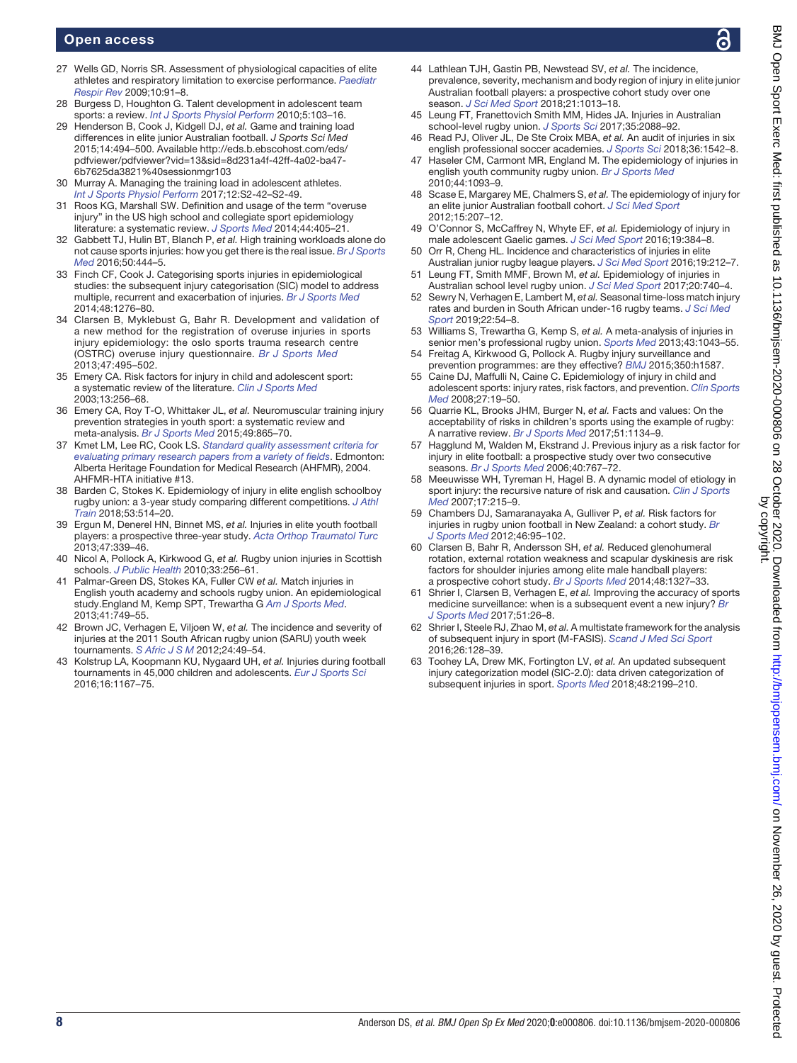27 Wells GD, Norris SR. Assessment of physiological capacities of elite athletes and respiratory limitation to exercise performance. *Paediatr Respir Rev* 2009;10:91–8.
28 Burgess D, Houghton G. Talent development in adolescent team sports: a review. *Int J Sports Physiol Perform* 2010;5:103–16.
29 Henderson B, Cook J, Kidgell DJ, *et al.* Game and training load differences in elite junior Australian football. *J Sports Sci Med* 2015;14:494–500. Available http://eds.b.ebscohost.com/eds/pdfviewer/pdfviewer?vid=13&sid=8d231a4f-42ff-4a02-ba47-6b7625da3821%40sessionmgr103
30 Murray A. Managing the training load in adolescent athletes. *Int J Sports Physiol Perform* 2017;12:S2-42–S2-49.
31 Roos KG, Marshall SW. Definition and usage of the term "overuse injury" in the US high school and collegiate sport epidemiology literature: a systematic review. *J Sports Med* 2014;44:405–21.
32 Gabbett TJ, Hulin BT, Blanch P, *et al.* High training workloads alone do not cause sports injuries: how you get there is the real issue. *Br J Sports Med* 2016;50:444–5.
33 Finch CF, Cook J. Categorising sports injuries in epidemiological studies: the subsequent injury categorisation (SIC) model to address multiple, recurrent and exacerbation of injuries. *Br J Sports Med* 2014;48:1276–80.
34 Clarsen B, Myklebust G, Bahr R. Development and validation of a new method for the registration of overuse injuries in sports injury epidemiology: the oslo sports trauma research centre (OSTRC) overuse injury questionnaire. *Br J Sports Med* 2013;47:495–502.
35 Emery CA. Risk factors for injury in child and adolescent sport: a systematic review of the literature. *Clin J Sports Med* 2003;13:256–68.
36 Emery CA, Roy T-O, Whittaker JL, *et al.* Neuromuscular training injury prevention strategies in youth sport: a systematic review and meta-analysis. *Br J Sports Med* 2015;49:865–70.
37 Kmet LM, Lee RC, Cook LS. *Standard quality assessment criteria for evaluating primary research papers from a variety of fields*. Edmonton: Alberta Heritage Foundation for Medical Research (AHFMR), 2004. AHFMR-HTA initiative #13.
38 Barden C, Stokes K. Epidemiology of injury in elite english schoolboy rugby union: a 3-year study comparing different competitions. *J Athl Train* 2018;53:514–20.
39 Ergun M, Denerel HN, Binnet MS, *et al.* Injuries in elite youth football players: a prospective three-year study. *Acta Orthop Traumatol Turc* 2013;47:339–46.
40 Nicol A, Pollock A, Kirkwood G, *et al.* Rugby union injuries in Scottish schools. *J Public Health* 2010;33:256–61.
41 Palmar-Green DS, Stokes KA, Fuller CW *et al.* Match injuries in English youth academy and schools rugby union. An epidemiological study.England M, Kemp SPT, Trewartha G *Am J Sports Med*. 2013;41:749–55.
42 Brown JC, Verhagen E, Viljoen W, *et al.* The incidence and severity of injuries at the 2011 South African rugby union (SARU) youth week tournaments. *S Afric J S M* 2012;24:49–54.
43 Kolstrup LA, Koopmann KU, Nygaard UH, *et al.* Injuries during football tournaments in 45,000 children and adolescents. *Eur J Sports Sci* 2016;16:1167–75.
44 Lathlean TJH, Gastin PB, Newstead SV, *et al.* The incidence, prevalence, severity, mechanism and body region of injury in elite junior Australian football players: a prospective cohort study over one season. *J Sci Med Sport* 2018;21:1013–18.
45 Leung FT, Franettovich Smith MM, Hides JA. Injuries in Australian school-level rugby union. *J Sports Sci* 2017;35:2088–92.
46 Read PJ, Oliver JL, De Ste Croix MBA, *et al.* An audit of injuries in six english professional soccer academies. *J Sports Sci* 2018;36:1542–8.
47 Haseler CM, Carmont MR, England M. The epidemiology of injuries in english youth community rugby union. *Br J Sports Med* 2010;44:1093–9.
48 Scase E, Margarey ME, Chalmers S, *et al.* The epidemiology of injury for an elite junior Australian football cohort. *J Sci Med Sport* 2012;15:207–12.
49 O'Connor S, McCaffrey N, Whyte EF, *et al.* Epidemiology of injury in male adolescent Gaelic games. *J Sci Med Sport* 2016;19:384–8.
50 Orr R, Cheng HL. Incidence and characteristics of injuries in elite Australian junior rugby league players. *J Sci Med Sport* 2016;19:212–7.
51 Leung FT, Smith MMF, Brown M, *et al.* Epidemiology of injuries in Australian school level rugby union. *J Sci Med Sport* 2017;20:740–4.
52 Sewry N, Verhagen E, Lambert M, *et al.* Seasonal time-loss match injury rates and burden in South African under-16 rugby teams. *J Sci Med Sport* 2019;22:54–8.
53 Williams S, Trewartha G, Kemp S, *et al.* A meta-analysis of injuries in senior men's professional rugby union. *Sports Med* 2013;43:1043–55.
54 Freitag A, Kirkwood G, Pollock A. Rugby injury surveillance and prevention programmes: are they effective? *BMJ* 2015;350:h1587.
55 Caine DJ, Maffulli N, Caine C. Epidemiology of injury in child and adolescent sports: injury rates, risk factors, and prevention. *Clin Sports Med* 2008;27:19–50.
56 Quarrie KL, Brooks JHM, Burger N, *et al.* Facts and values: On the acceptability of risks in children's sports using the example of rugby: A narrative review. *Br J Sports Med* 2017;51:1134–9.
57 Hagglund M, Walden M, Ekstrand J. Previous injury as a risk factor for injury in elite football: a prospective study over two consecutive seasons. *Br J Sports Med* 2006;40:767–72.
58 Meeuwisse WH, Tyreman H, Hagel B. A dynamic model of etiology in sport injury: the recursive nature of risk and causation. *Clin J Sports Med* 2007;17:215–9.
59 Chambers DJ, Samaranayaka A, Gulliver P, *et al.* Risk factors for injuries in rugby union football in New Zealand: a cohort study. *Br J Sports Med* 2012;46:95–102.
60 Clarsen B, Bahr R, Andersson SH, *et al.* Reduced glenohumeral rotation, external rotation weakness and scapular dyskinesis are risk factors for shoulder injuries among elite male handball players: a prospective cohort study. *Br J Sports Med* 2014;48:1327–33.
61 Shrier I, Clarsen B, Verhagen E, *et al.* Improving the accuracy of sports medicine surveillance: when is a subsequent event a new injury? *Br J Sports Med* 2017;51:26–8.
62 Shrier I, Steele RJ, Zhao M, *et al.* A multistate framework for the analysis of subsequent injury in sport (M-FASIS). *Scand J Med Sci Sport* 2016;26:128–39.
63 Toohey LA, Drew MK, Fortington LV, *et al.* An updated subsequent injury categorization model (SIC-2.0): data driven categorization of subsequent injuries in sport. *Sports Med* 2018;48:2199–210.